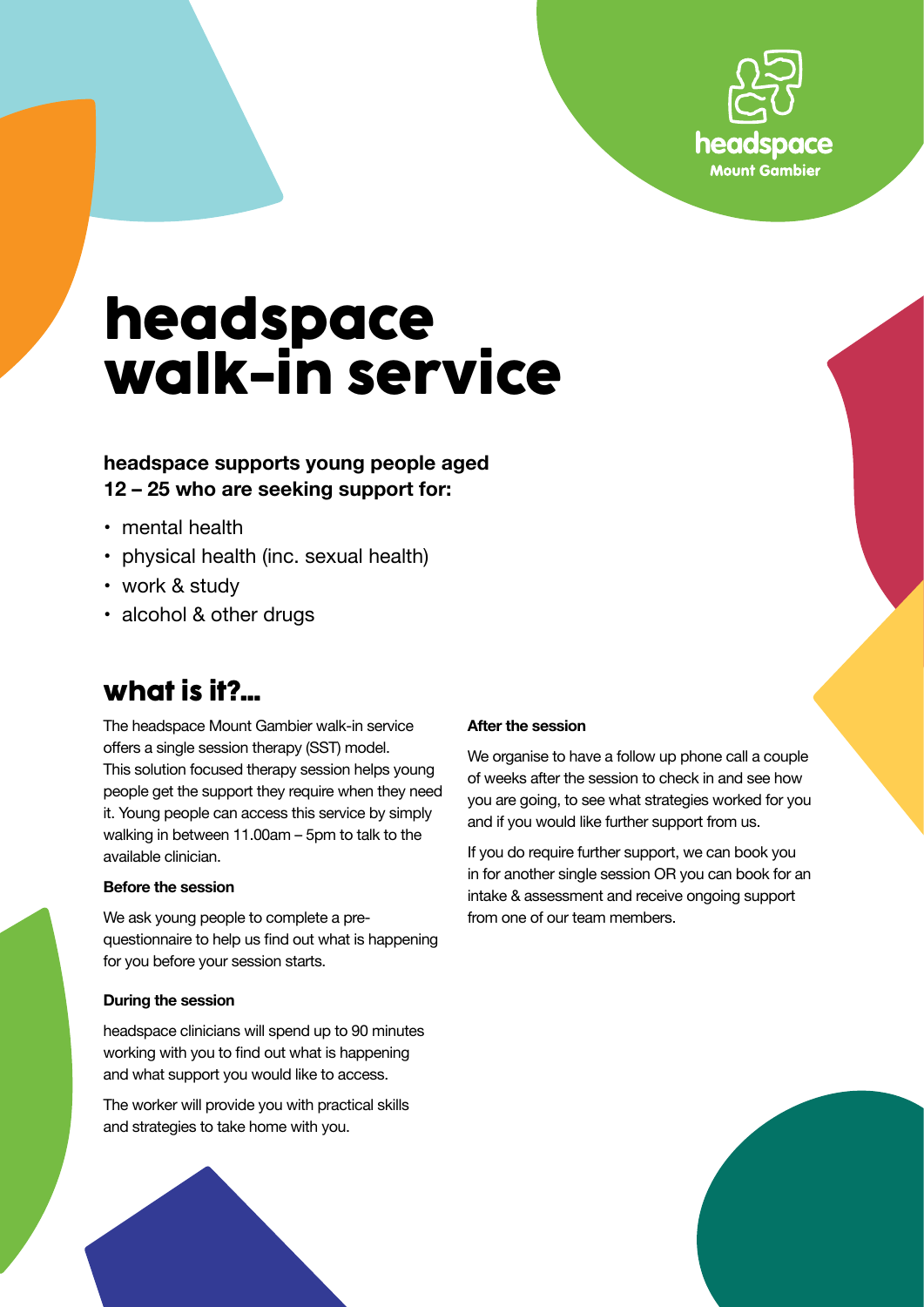headspace
Mount Gambier

# headspace walk-in service

**headspace supports young people aged 12 – 25 who are seeking support for:**

- mental health
- physical health (inc. sexual health)
- work & study
- alcohol & other drugs

## what is it?...

The headspace Mount Gambier walk-in service offers a single session therapy (SST) model. This solution focused therapy session helps young people get the support they require when they need it. Young people can access this service by simply walking in between 11.00am – 5pm to talk to the available clinician.

**Before the session**

We ask young people to complete a pre-questionnaire to help us find out what is happening for you before your session starts.

**During the session**

headspace clinicians will spend up to 90 minutes working with you to find out what is happening and what support you would like to access.

The worker will provide you with practical skills and strategies to take home with you.

**After the session**

We organise to have a follow up phone call a couple of weeks after the session to check in and see how you are going, to see what strategies worked for you and if you would like further support from us.

If you do require further support, we can book you in for another single session OR you can book for an intake & assessment and receive ongoing support from one of our team members.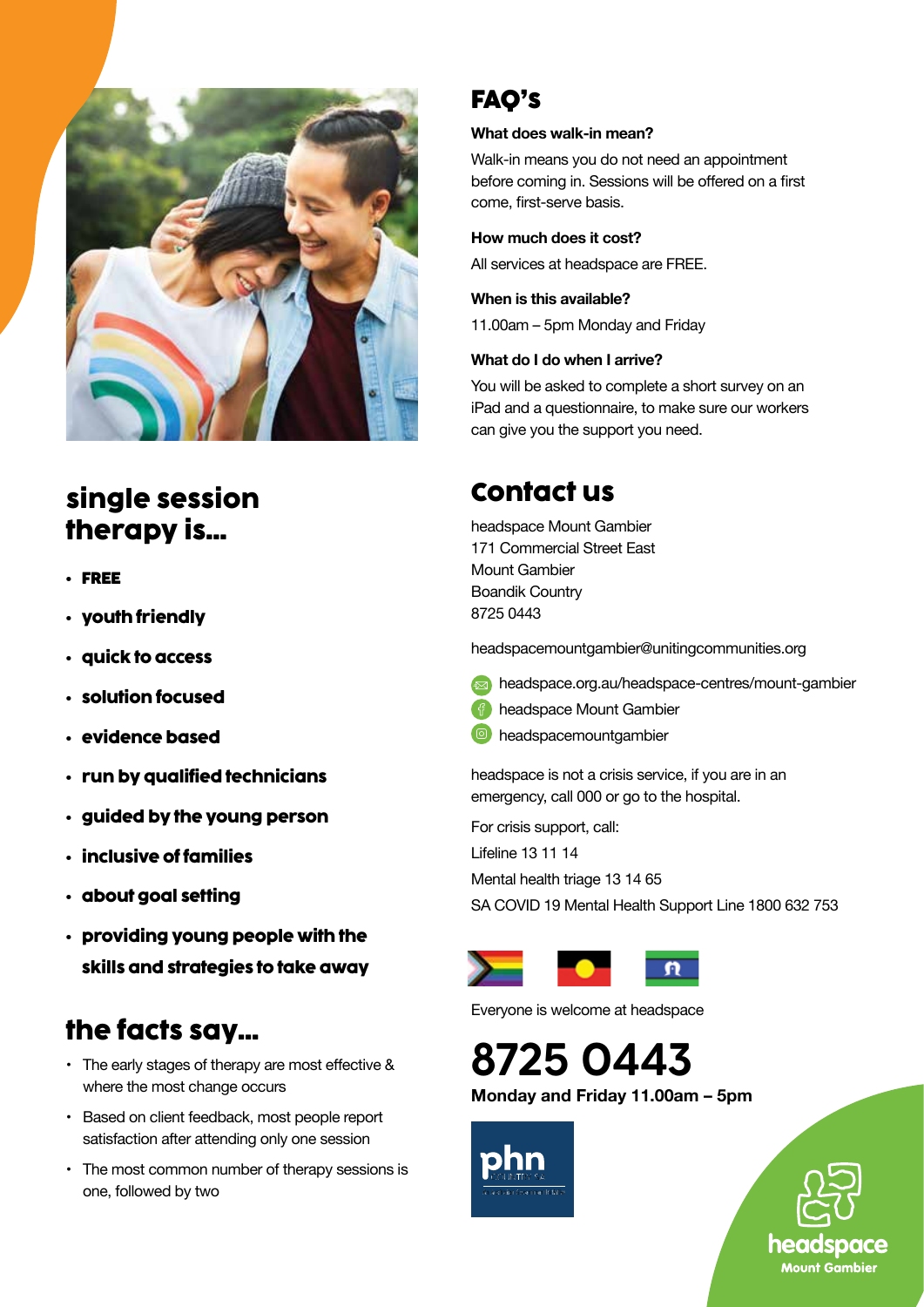## single session therapy is...

- **FREE**
- **youth friendly**
- **quick to access**
- **solution focused**
- **evidence based**
- **run by qualified technicians**
- **guided by the young person**
- **inclusive of families**
- **about goal setting**
- **providing young people with the skills and strategies to take away**

## the facts say...

- The early stages of therapy are most effective & where the most change occurs
- Based on client feedback, most people report satisfaction after attending only one session
- The most common number of therapy sessions is one, followed by two

## FAQ's

**What does walk-in mean?**

Walk-in means you do not need an appointment before coming in. Sessions will be offered on a first come, first-serve basis.

**How much does it cost?**

All services at headspace are FREE.

**When is this available?**

11.00am – 5pm Monday and Friday

**What do I do when I arrive?**

You will be asked to complete a short survey on an iPad and a questionnaire, to make sure our workers can give you the support you need.

## Contact us

headspace Mount Gambier
171 Commercial Street East
Mount Gambier
Boandik Country
8725 0443

headspacemountgambier@unitingcommunities.org

headspace.org.au/headspace-centres/mount-gambier
headspace Mount Gambier
headspacemountgambier

headspace is not a crisis service, if you are in an emergency, call 000 or go to the hospital.

For crisis support, call:
Lifeline 13 11 14
Mental health triage 13 14 65
SA COVID 19 Mental Health Support Line 1800 632 753

Everyone is welcome at headspace

# 8725 0443

**Monday and Friday 11.00am – 5pm**

headspace Mount Gambier